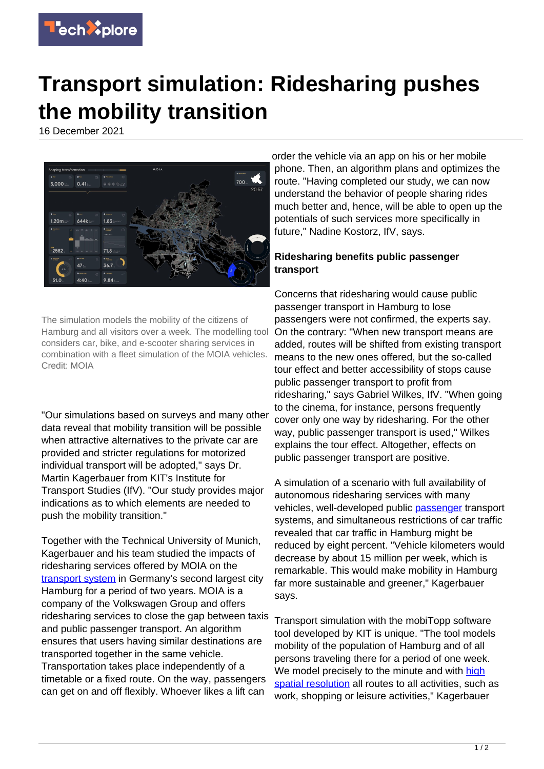# Transport simulation: Ridesharing pushes the mobility transition

16 December 2021

The simulation models the mobility of the citizens of Hamburg and all visitors over a week. The modelling tool considers car, bike, and e-scooter sharing services in combination with a fleet simulation of the MOIA vehicles. Credit: MOIA

"Our simulations based on surveys and many other data reveal that mobility transition will be possible when attractive alternatives to the private car are provided and stricter regulations for motorized individual transport will be adopted," says Dr. Martin Kagerbauer from KIT's Institute for Transport Studies (IfV). "Our study provides major indications as to which elements are needed to push the mobility transition."

Together with the Technical University of Munich, Kagerbauer and his team studied the impacts of ridesharing services offered by MOIA on the transport system in Germany's second largest city Hamburg for a period of two years. MOIA is a company of the Volkswagen Group and offers ridesharing services to close the gap between taxis and public passenger transport. An algorithm ensures that users having similar destinations are transported together in the same vehicle. Transportation takes place independently of a timetable or a fixed route. On the way, passengers can get on and off flexibly. Whoever likes a lift can order the vehicle via an app on his or her mobile phone. Then, an algorithm plans and optimizes the route. "Having completed our study, we can now understand the behavior of people sharing rides much better and, hence, will be able to open up the potentials of such services more specifically in future," Nadine Kostorz, IfV, says.

### Ridesharing benefits public passenger transport

Concerns that ridesharing would cause public passenger transport in Hamburg to lose passengers were not confirmed, the experts say. On the contrary: "When new transport means are added, routes will be shifted from existing transport means to the new ones offered, but the so-called tour effect and better accessibility of stops cause public passenger transport to profit from ridesharing," says Gabriel Wilkes, IfV. "When going to the cinema, for instance, persons frequently cover only one way by ridesharing. For the other way, public passenger transport is used," Wilkes explains the tour effect. Altogether, effects on public passenger transport are positive.

A simulation of a scenario with full availability of autonomous ridesharing services with many vehicles, well-developed public passenger transport systems, and simultaneous restrictions of car traffic revealed that car traffic in Hamburg might be reduced by eight percent. "Vehicle kilometers would decrease by about 15 million per week, which is remarkable. This would make mobility in Hamburg far more sustainable and greener," Kagerbauer says.

Transport simulation with the mobiTopp software tool developed by KIT is unique. "The tool models mobility of the population of Hamburg and of all persons traveling there for a period of one week. We model precisely to the minute and with high spatial resolution all routes to all activities, such as work, shopping or leisure activities," Kagerbauer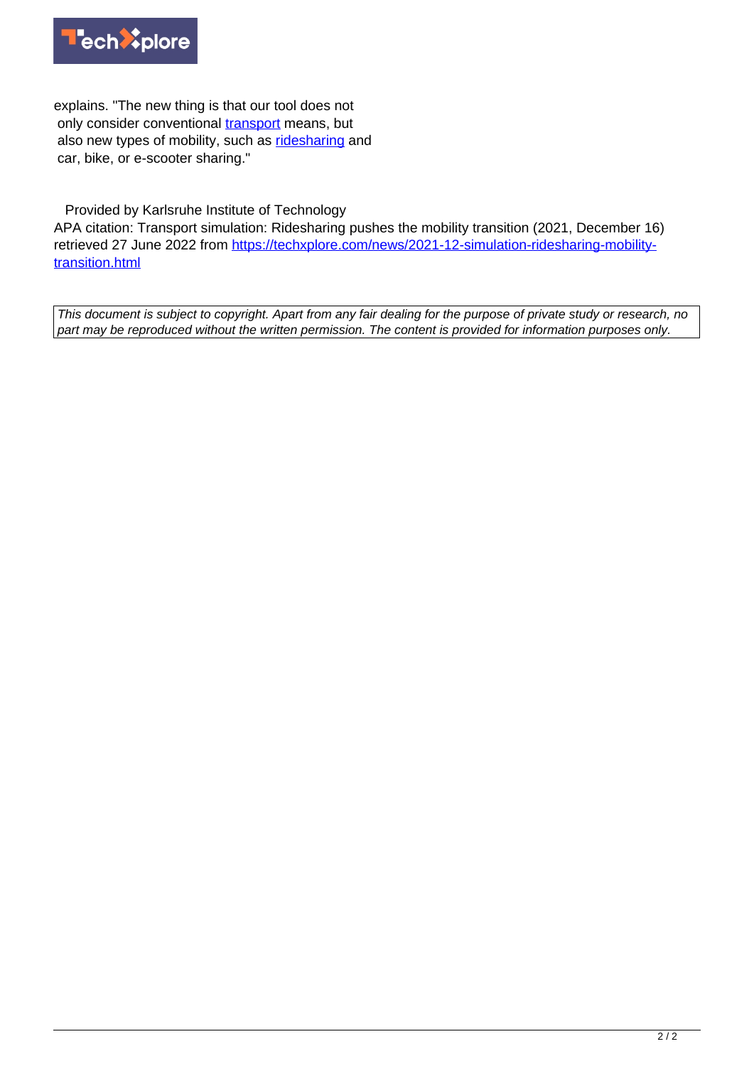explains. "The new thing is that our tool does not only consider conventional transport means, but also new types of mobility, such as ridesharing and car, bike, or e-scooter sharing."

Provided by Karlsruhe Institute of Technology

APA citation: Transport simulation: Ridesharing pushes the mobility transition (2021, December 16) retrieved 27 June 2022 from https://techxplore.com/news/2021-12-simulation-ridesharing-mobility-transition.html

*This document is subject to copyright. Apart from any fair dealing for the purpose of private study or research, no part may be reproduced without the written permission. The content is provided for information purposes only.*